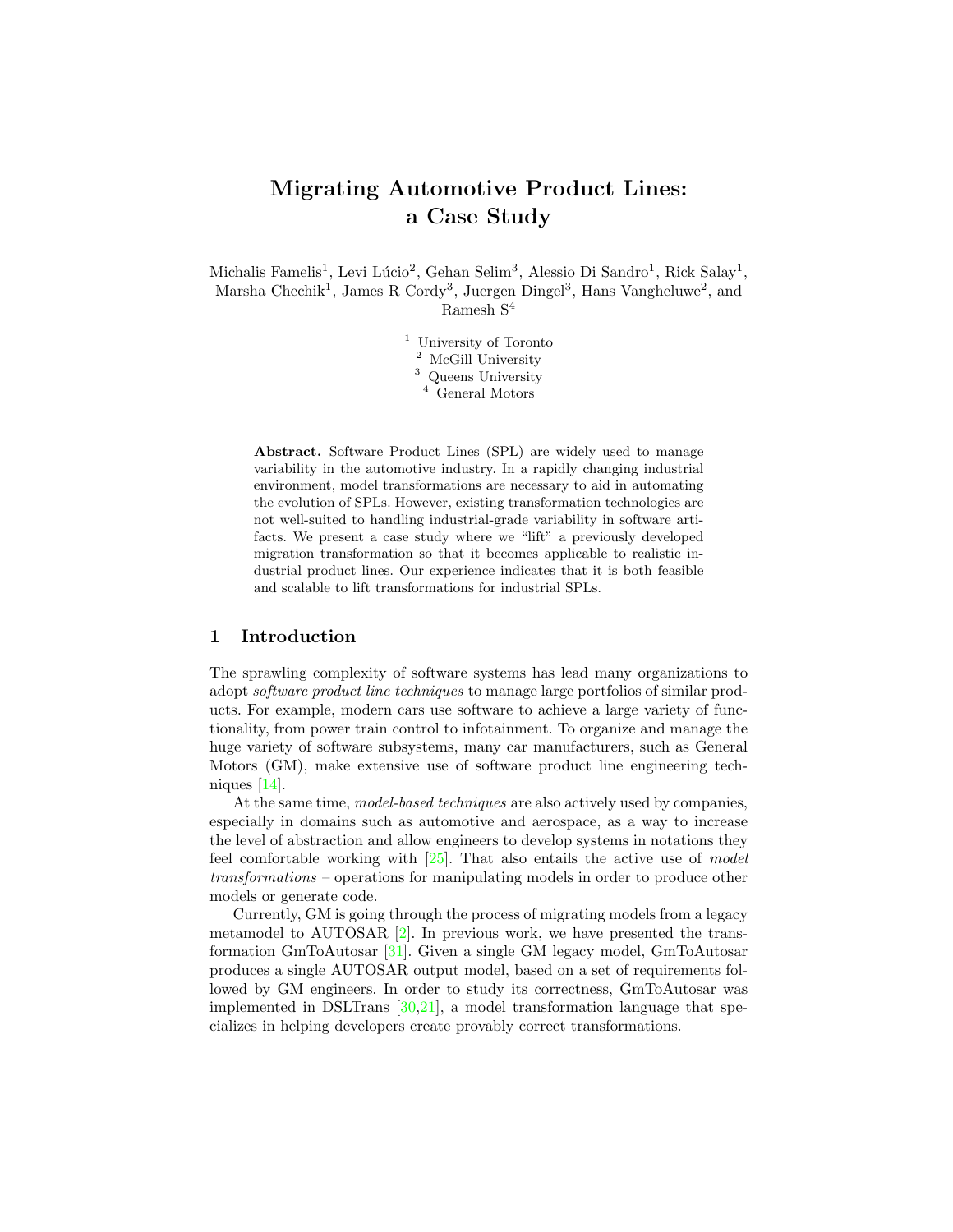# Migrating Automotive Product Lines: a Case Study

Michalis Famelis[1], Levi Lúcio[2], Gehan Selim[3], Alessio Di Sandro[1], Rick Salay[1], Marsha Chechik[1], James R Cordy[3], Juergen Dingel[3], Hans Vangheluwe[2], and Ramesh S[4]

[1] University of Toronto
[2] McGill University
[3] Queens University
[4] General Motors

**Abstract.** Software Product Lines (SPL) are widely used to manage variability in the automotive industry. In a rapidly changing industrial environment, model transformations are necessary to aid in automating the evolution of SPLs. However, existing transformation technologies are not well-suited to handling industrial-grade variability in software artifacts. We present a case study where we "lift" a previously developed migration transformation so that it becomes applicable to realistic industrial product lines. Our experience indicates that it is both feasible and scalable to lift transformations for industrial SPLs.

## 1 Introduction

The sprawling complexity of software systems has lead many organizations to adopt *software product line techniques* to manage large portfolios of similar products. For example, modern cars use software to achieve a large variety of functionality, from power train control to infotainment. To organize and manage the huge variety of software subsystems, many car manufacturers, such as General Motors (GM), make extensive use of software product line engineering techniques [14].

At the same time, *model-based techniques* are also actively used by companies, especially in domains such as automotive and aerospace, as a way to increase the level of abstraction and allow engineers to develop systems in notations they feel comfortable working with [25]. That also entails the active use of *model transformations* – operations for manipulating models in order to produce other models or generate code.

Currently, GM is going through the process of migrating models from a legacy metamodel to AUTOSAR [2]. In previous work, we have presented the transformation GmToAutosar [31]. Given a single GM legacy model, GmToAutosar produces a single AUTOSAR output model, based on a set of requirements followed by GM engineers. In order to study its correctness, GmToAutosar was implemented in DSLTrans [30,21], a model transformation language that specializes in helping developers create provably correct transformations.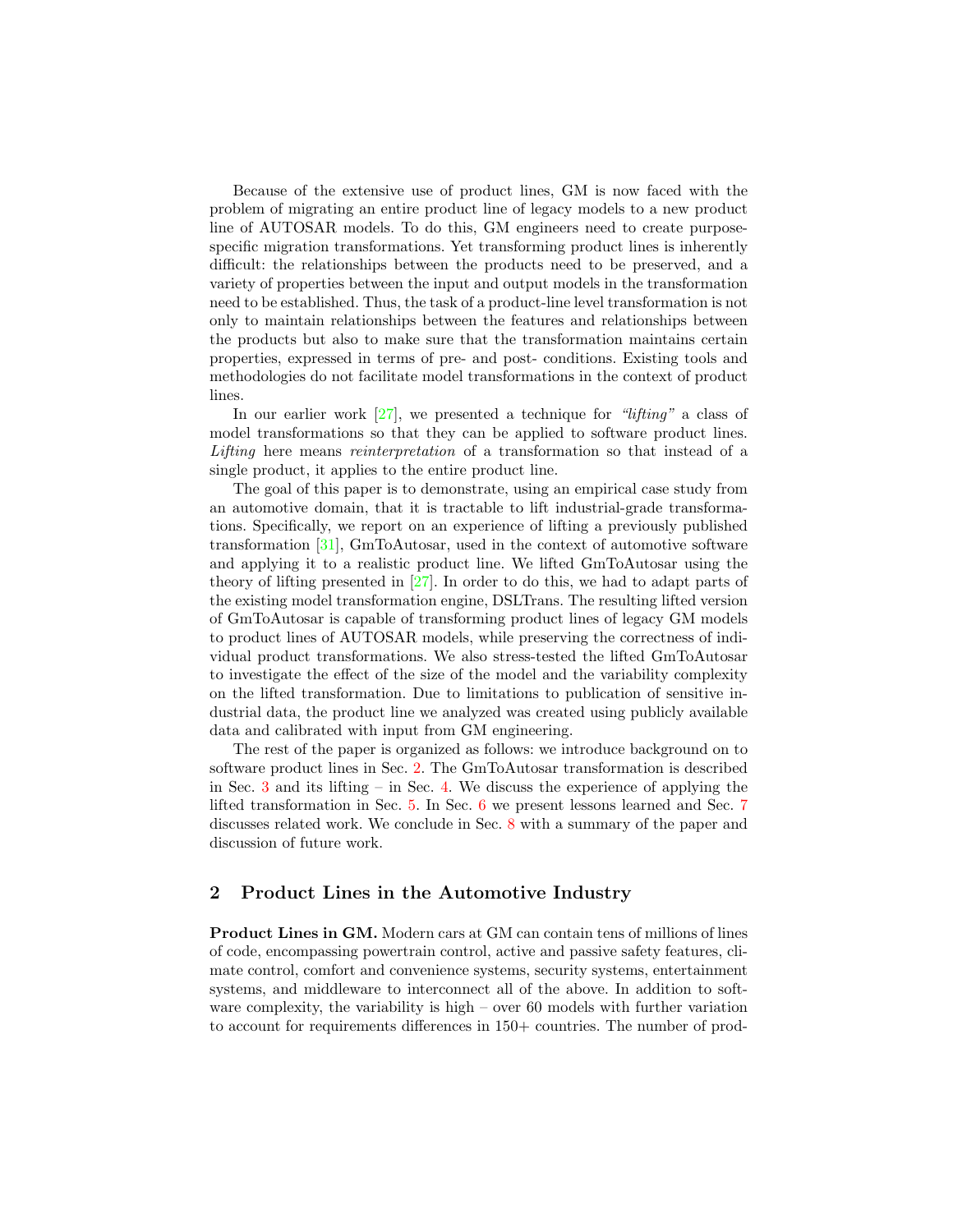Because of the extensive use of product lines, GM is now faced with the problem of migrating an entire product line of legacy models to a new product line of AUTOSAR models. To do this, GM engineers need to create purpose-specific migration transformations. Yet transforming product lines is inherently difficult: the relationships between the products need to be preserved, and a variety of properties between the input and output models in the transformation need to be established. Thus, the task of a product-line level transformation is not only to maintain relationships between the features and relationships between the products but also to make sure that the transformation maintains certain properties, expressed in terms of pre- and post- conditions. Existing tools and methodologies do not facilitate model transformations in the context of product lines.

In our earlier work [27], we presented a technique for *"lifting"* a class of model transformations so that they can be applied to software product lines. *Lifting* here means *reinterpretation* of a transformation so that instead of a single product, it applies to the entire product line.

The goal of this paper is to demonstrate, using an empirical case study from an automotive domain, that it is tractable to lift industrial-grade transformations. Specifically, we report on an experience of lifting a previously published transformation [31], GmToAutosar, used in the context of automotive software and applying it to a realistic product line. We lifted GmToAutosar using the theory of lifting presented in [27]. In order to do this, we had to adapt parts of the existing model transformation engine, DSLTrans. The resulting lifted version of GmToAutosar is capable of transforming product lines of legacy GM models to product lines of AUTOSAR models, while preserving the correctness of individual product transformations. We also stress-tested the lifted GmToAutosar to investigate the effect of the size of the model and the variability complexity on the lifted transformation. Due to limitations to publication of sensitive industrial data, the product line we analyzed was created using publicly available data and calibrated with input from GM engineering.

The rest of the paper is organized as follows: we introduce background on to software product lines in Sec. 2. The GmToAutosar transformation is described in Sec. 3 and its lifting – in Sec. 4. We discuss the experience of applying the lifted transformation in Sec. 5. In Sec. 6 we present lessons learned and Sec. 7 discusses related work. We conclude in Sec. 8 with a summary of the paper and discussion of future work.

## 2 Product Lines in the Automotive Industry

**Product Lines in GM.** Modern cars at GM can contain tens of millions of lines of code, encompassing powertrain control, active and passive safety features, climate control, comfort and convenience systems, security systems, entertainment systems, and middleware to interconnect all of the above. In addition to software complexity, the variability is high – over 60 models with further variation to account for requirements differences in 150+ countries. The number of prod-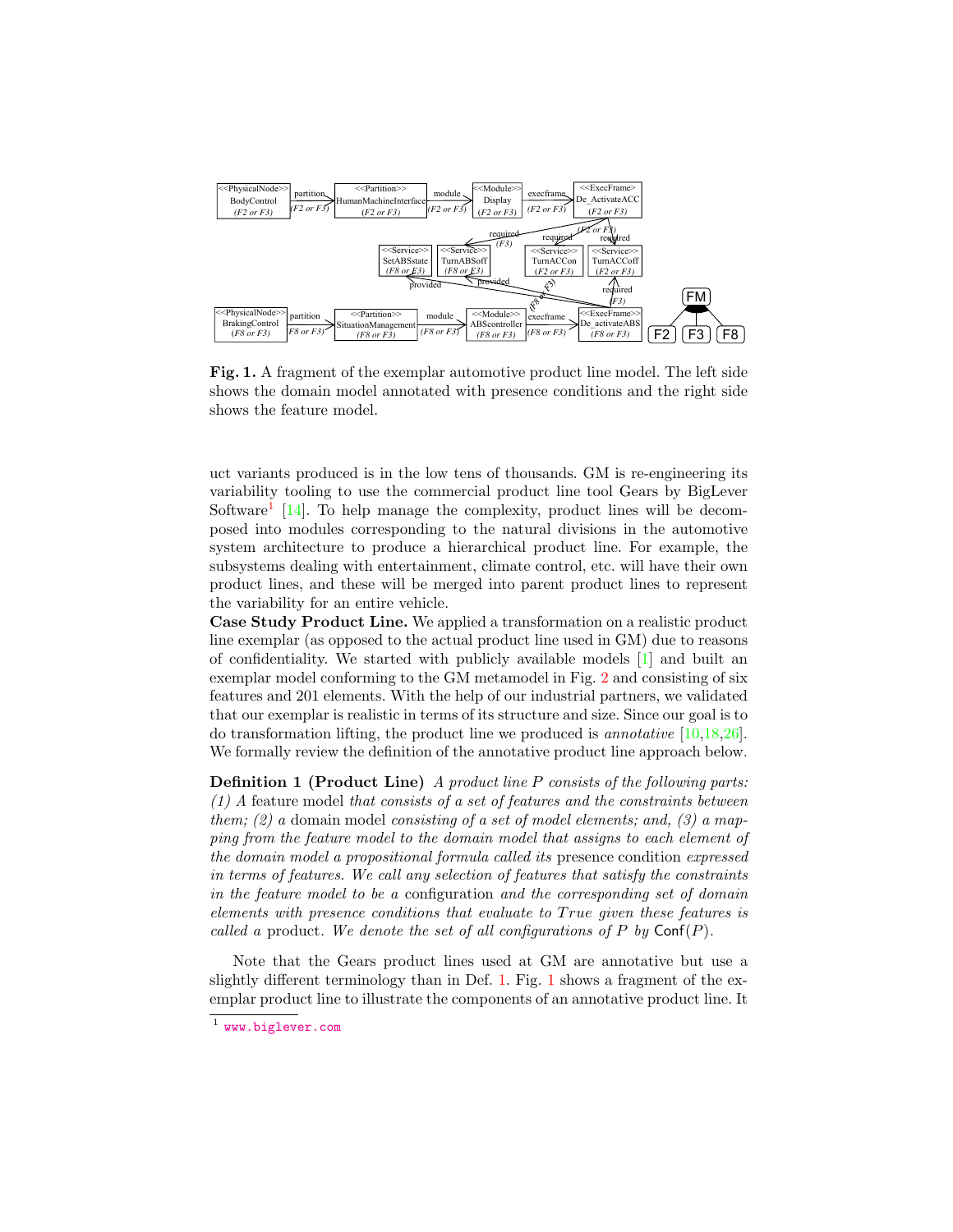**Fig. 1.** A fragment of the exemplar automotive product line model. The left side shows the domain model annotated with presence conditions and the right side shows the feature model.

uct variants produced is in the low tens of thousands. GM is re-engineering its variability tooling to use the commercial product line tool Gears by BigLever Software[1] [14]. To help manage the complexity, product lines will be decomposed into modules corresponding to the natural divisions in the automotive system architecture to produce a hierarchical product line. For example, the subsystems dealing with entertainment, climate control, etc. will have their own product lines, and these will be merged into parent product lines to represent the variability for an entire vehicle.

**Case Study Product Line.** We applied a transformation on a realistic product line exemplar (as opposed to the actual product line used in GM) due to reasons of confidentiality. We started with publicly available models [1] and built an exemplar model conforming to the GM metamodel in Fig. 2 and consisting of six features and 201 elements. With the help of our industrial partners, we validated that our exemplar is realistic in terms of its structure and size. Since our goal is to do transformation lifting, the product line we produced is *annotative* [10,18,26]. We formally review the definition of the annotative product line approach below.

**Definition 1 (Product Line)** *A product line $P$ consists of the following parts: (1) A* feature model *that consists of a set of features and the constraints between them; (2) a* domain model *consisting of a set of model elements; and, (3) a mapping from the feature model to the domain model that assigns to each element of the domain model a propositional formula called its* presence condition *expressed in terms of features. We call any selection of features that satisfy the constraints in the feature model to be a* configuration *and the corresponding set of domain elements with presence conditions that evaluate to $True$ given these features is called a* product*. We denote the set of all configurations of $P$ by $\mathsf{Conf}(P)$.*

Note that the Gears product lines used at GM are annotative but use a slightly different terminology than in Def. 1. Fig. 1 shows a fragment of the exemplar product line to illustrate the components of an annotative product line. It

[1] www.biglever.com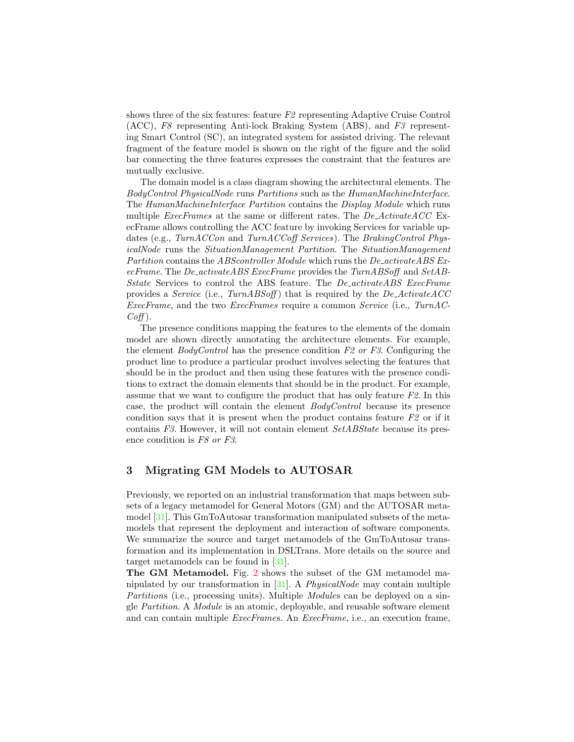shows three of the six features: feature *F2* representing Adaptive Cruise Control (ACC), *F8* representing Anti-lock Braking System (ABS), and *F3* representing Smart Control (SC), an integrated system for assisted driving. The relevant fragment of the feature model is shown on the right of the figure and the solid bar connecting the three features expresses the constraint that the features are mutually exclusive.

The domain model is a class diagram showing the architectural elements. The *BodyControl PhysicalNode* runs *Partitions* such as the *HumanMachineInterface*. The *HumanMachineInterface Partition* contains the *Display Module* which runs multiple *ExecFrames* at the same or different rates. The *De_ActivateACC* ExecFrame allows controlling the ACC feature by invoking Services for variable updates (e.g., *TurnACCon* and *TurnACCoff Services*). The *BrakingControl PhysicalNode* runs the *SituationManagement Partition*. The *SituationManagement Partition* contains the *ABScontroller Module* which runs the *De_activateABS ExecFrame*. The *De_activateABS ExecFrame* provides the *TurnABSoff* and *SetABSstate* Services to control the ABS feature. The *De_activateABS ExecFrame* provides a *Service* (i.e., *TurnABSoff*) that is required by the *De_ActivateACC ExecFrame*, and the two *ExecFrames* require a common *Service* (i.e., *TurnACCoff*).

The presence conditions mapping the features to the elements of the domain model are shown directly annotating the architecture elements. For example, the element *BodyControl* has the presence condition *F2 or F3*. Configuring the product line to produce a particular product involves selecting the features that should be in the product and then using these features with the presence conditions to extract the domain elements that should be in the product. For example, assume that we want to configure the product that has only feature *F2*. In this case, the product will contain the element *BodyControl* because its presence condition says that it is present when the product contains feature *F2* or if it contains *F3*. However, it will not contain element *SetABState* because its presence condition is *F8 or F3*.

## 3 Migrating GM Models to AUTOSAR

Previously, we reported on an industrial transformation that maps between subsets of a legacy metamodel for General Motors (GM) and the AUTOSAR metamodel [31]. This GmToAutosar transformation manipulated subsets of the metamodels that represent the deployment and interaction of software components. We summarize the source and target metamodels of the GmToAutosar transformation and its implementation in DSLTrans. More details on the source and target metamodels can be found in [31].

**The GM Metamodel.** Fig. 2 shows the subset of the GM metamodel manipulated by our transformation in [31]. A *PhysicalNode* may contain multiple *Partition*s (i.e., processing units). Multiple *Module*s can be deployed on a single *Partition*. A *Module* is an atomic, deployable, and reusable software element and can contain multiple *ExecFrames*. An *ExecFrame*, i.e., an execution frame,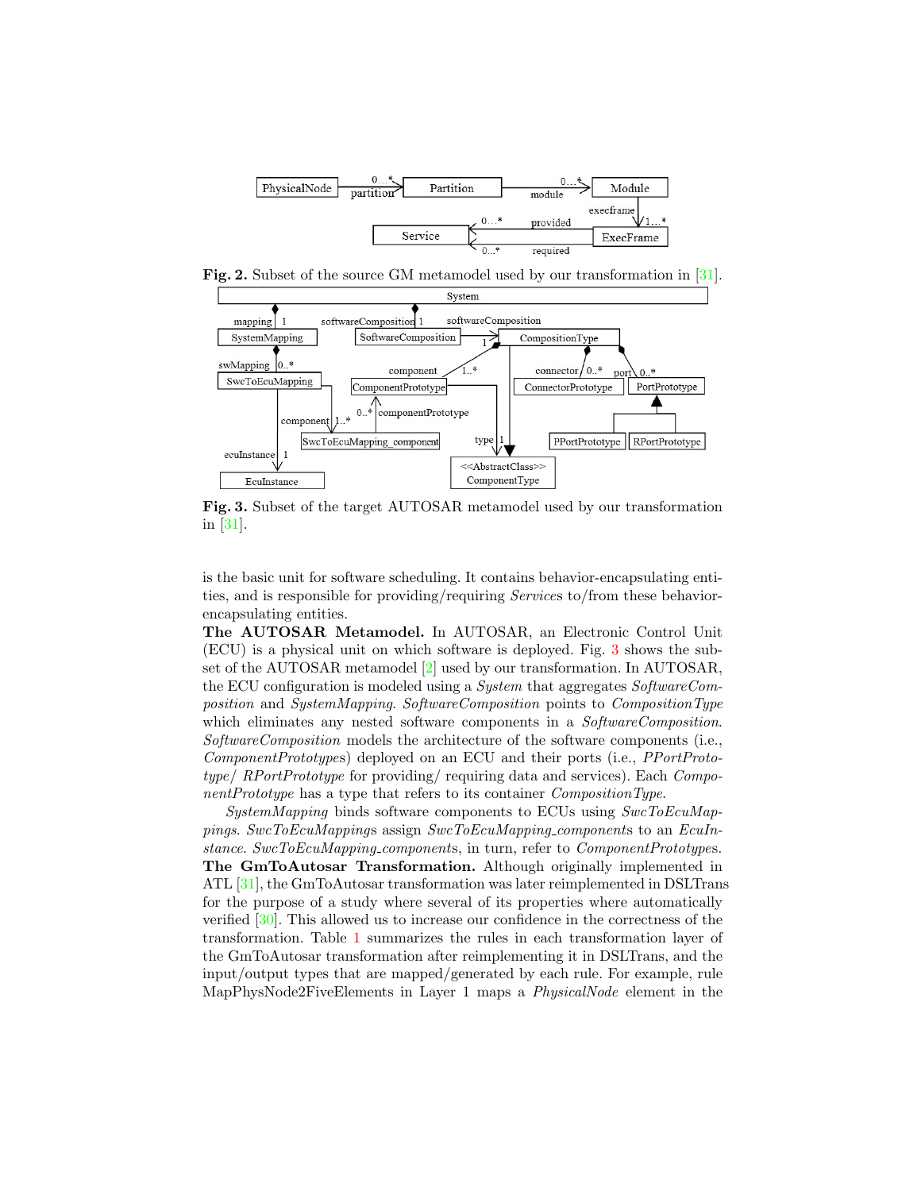Fig. 2. Subset of the source GM metamodel used by our transformation in [31].

Fig. 3. Subset of the target AUTOSAR metamodel used by our transformation in [31].

is the basic unit for software scheduling. It contains behavior-encapsulating entities, and is responsible for providing/requiring *Service*s to/from these behavior-encapsulating entities.

**The AUTOSAR Metamodel.** In AUTOSAR, an Electronic Control Unit (ECU) is a physical unit on which software is deployed. Fig. 3 shows the subset of the AUTOSAR metamodel [2] used by our transformation. In AUTOSAR, the ECU configuration is modeled using a *System* that aggregates *SoftwareComposition* and *SystemMapping*. *SoftwareComposition* points to *CompositionType* which eliminates any nested software components in a *SoftwareComposition*. *SoftwareComposition* models the architecture of the software components (i.e., *ComponentPrototypes*) deployed on an ECU and their ports (i.e., *PPortPrototype*/ *RPortPrototype* for providing/ requiring data and services). Each *ComponentPrototype* has a type that refers to its container *CompositionType*.

*SystemMapping* binds software components to ECUs using *SwcToEcuMappings*. *SwcToEcuMappings* assign *SwcToEcuMapping_components* to an *EcuInstance*. *SwcToEcuMapping_components*, in turn, refer to *ComponentPrototypes*.

**The GmToAutosar Transformation.** Although originally implemented in ATL [31], the GmToAutosar transformation was later reimplemented in DSLTrans for the purpose of a study where several of its properties where automatically verified [30]. This allowed us to increase our confidence in the correctness of the transformation. Table 1 summarizes the rules in each transformation layer of the GmToAutosar transformation after reimplementing it in DSLTrans, and the input/output types that are mapped/generated by each rule. For example, rule MapPhysNode2FiveElements in Layer 1 maps a *PhysicalNode* element in the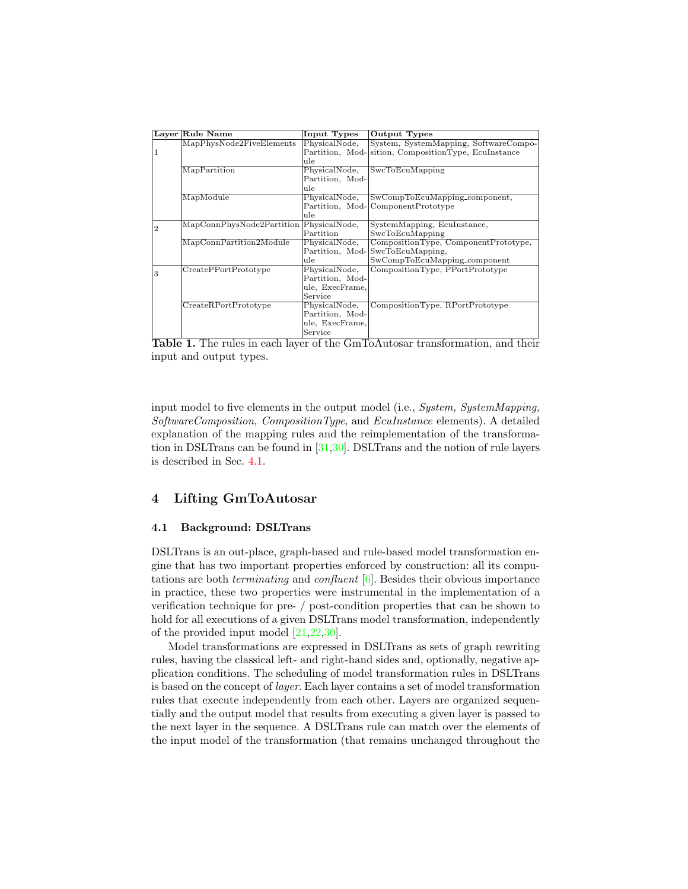| Layer | Rule Name | Input Types | Output Types |
|---|---|---|---|
| 1 | MapPhysNode2FiveElements | PhysicalNode, Partition, Module | System, SystemMapping, SoftwareComposition, CompositionType, EcuInstance |
| | MapPartition | PhysicalNode, Partition, Module | SwcToEcuMapping |
| | MapModule | PhysicalNode, Partition, Module | SwCompToEcuMapping_component, ComponentPrototype |
| 2 | MapConnPhysNode2Partition | PhysicalNode, Partition | SystemMapping, EcuInstance, SwcToEcuMapping |
| | MapConnPartition2Module | PhysicalNode, Partition, Module | CompositionType, ComponentPrototype, SwcToEcuMapping, SwCompToEcuMapping_component |
| 3 | CreatePPortPrototype | PhysicalNode, Partition, Module, ExecFrame, Service | CompositionType, PPortPrototype |
| | CreateRPortPrototype | PhysicalNode, Partition, Module, ExecFrame, Service | CompositionType, RPortPrototype |

**Table 1.** The rules in each layer of the GmToAutosar transformation, and their input and output types.

input model to five elements in the output model (i.e., *System, SystemMapping, SoftwareComposition, CompositionType*, and *EcuInstance* elements). A detailed explanation of the mapping rules and the reimplementation of the transformation in DSLTrans can be found in [31,30]. DSLTrans and the notion of rule layers is described in Sec. 4.1.

## 4 Lifting GmToAutosar

### 4.1 Background: DSLTrans

DSLTrans is an out-place, graph-based and rule-based model transformation engine that has two important properties enforced by construction: all its computations are both *terminating* and *confluent* [6]. Besides their obvious importance in practice, these two properties were instrumental in the implementation of a verification technique for pre- / post-condition properties that can be shown to hold for all executions of a given DSLTrans model transformation, independently of the provided input model [21,22,30].

Model transformations are expressed in DSLTrans as sets of graph rewriting rules, having the classical left- and right-hand sides and, optionally, negative application conditions. The scheduling of model transformation rules in DSLTrans is based on the concept of *layer*. Each layer contains a set of model transformation rules that execute independently from each other. Layers are organized sequentially and the output model that results from executing a given layer is passed to the next layer in the sequence. A DSLTrans rule can match over the elements of the input model of the transformation (that remains unchanged throughout the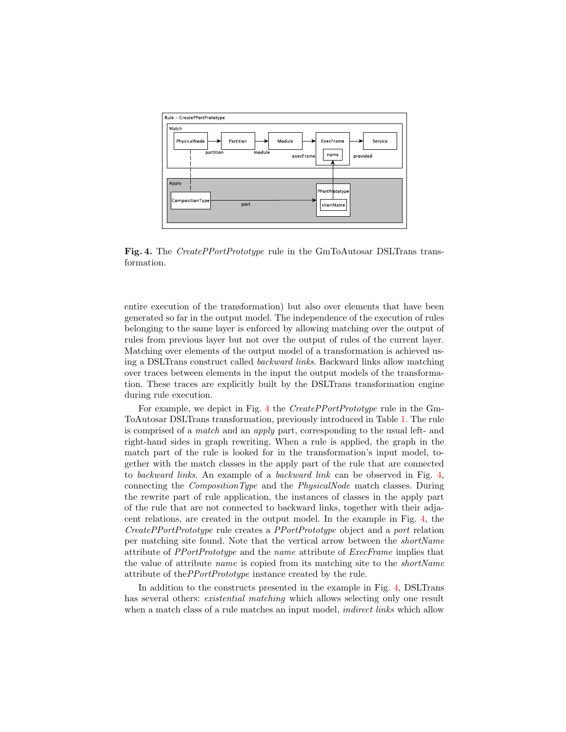Rule – CreatePPortPrototype

Match

PhysicalNode

partition

Partition

module

Module

execFrame

ExecFrame

name

provided

Service

Apply

CompositionType

port

PPortPrototype

shortName

**Fig. 4.** The *CreatePPortPrototype* rule in the GmToAutosar DSLTrans transformation.

entire execution of the transformation) but also over elements that have been generated so far in the output model. The independence of the execution of rules belonging to the same layer is enforced by allowing matching over the output of rules from previous layer but not over the output of rules of the current layer. Matching over elements of the output model of a transformation is achieved using a DSLTrans construct called *backward links*. Backward links allow matching over traces between elements in the input the output models of the transformation. These traces are explicitly built by the DSLTrans transformation engine during rule execution.

For example, we depict in Fig. 4 the *CreatePPortPrototype* rule in the GmToAutosar DSLTrans transformation, previously introduced in Table 1. The rule is comprised of a *match* and an *apply* part, corresponding to the usual left- and right-hand sides in graph rewriting. When a rule is applied, the graph in the match part of the rule is looked for in the transformation's input model, together with the match classes in the apply part of the rule that are connected to *backward links*. An example of a *backward link* can be observed in Fig. 4, connecting the *CompositionType* and the *PhysicalNode* match classes. During the rewrite part of rule application, the instances of classes in the apply part of the rule that are not connected to backward links, together with their adjacent relations, are created in the output model. In the example in Fig. 4, the *CreatePPortPrototype* rule creates a *PPortPrototype* object and a *port* relation per matching site found. Note that the vertical arrow between the *shortName* attribute of *PPortPrototype* and the *name* attribute of *ExecFrame* implies that the value of attribute *name* is copied from its matching site to the *shortName* attribute of the*PPortPrototype* instance created by the rule.

In addition to the constructs presented in the example in Fig. 4, DSLTrans has several others: *existential matching* which allows selecting only one result when a match class of a rule matches an input model, *indirect links* which allow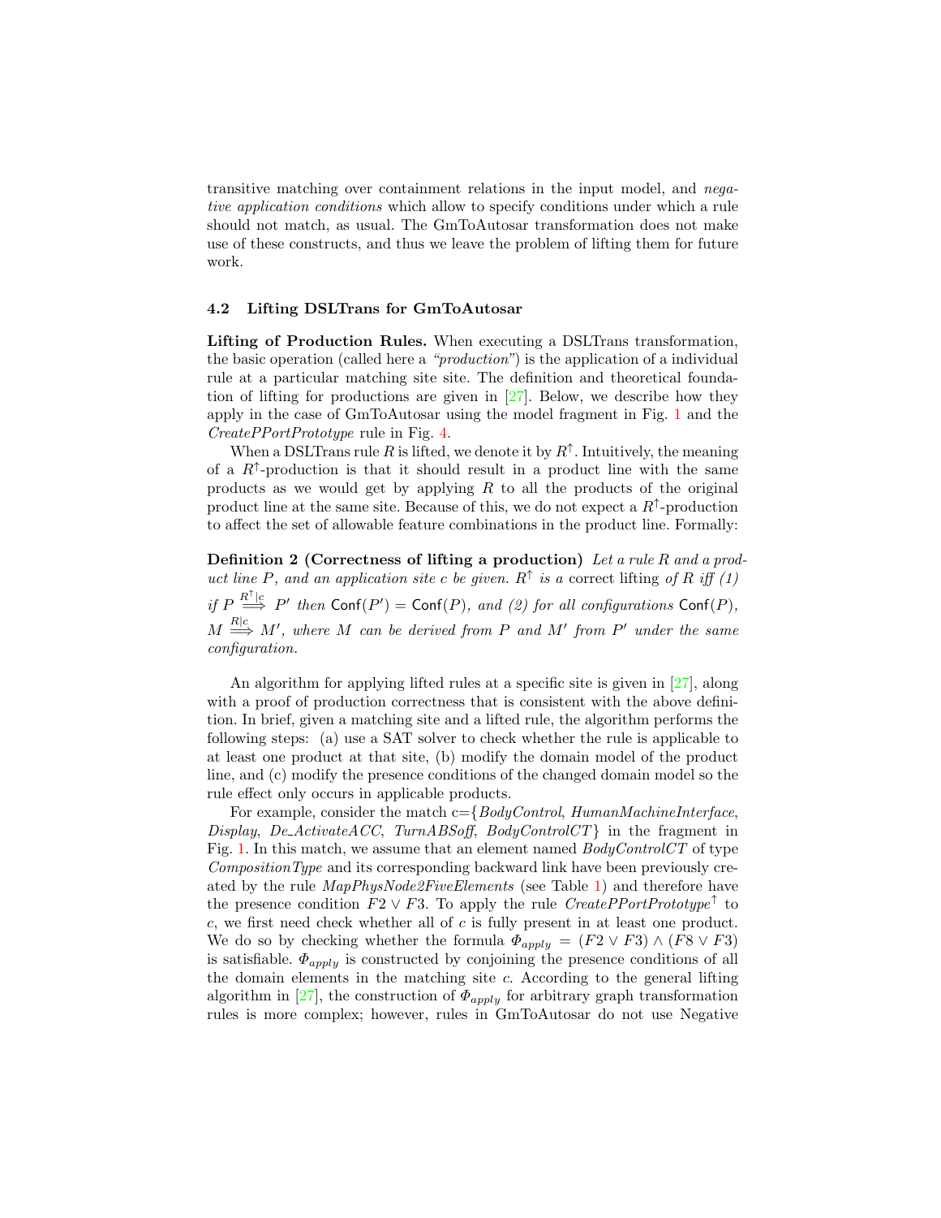transitive matching over containment relations in the input model, and *negative application conditions* which allow to specify conditions under which a rule should not match, as usual. The GmToAutosar transformation does not make use of these constructs, and thus we leave the problem of lifting them for future work.

### 4.2 Lifting DSLTrans for GmToAutosar

**Lifting of Production Rules.** When executing a DSLTrans transformation, the basic operation (called here a *"production"*) is the application of a individual rule at a particular matching site site. The definition and theoretical foundation of lifting for productions are given in [27]. Below, we describe how they apply in the case of GmToAutosar using the model fragment in Fig. 1 and the *CreatePPortPrototype* rule in Fig. 4.

When a DSLTrans rule $R$ is lifted, we denote it by $R^{\uparrow}$. Intuitively, the meaning of a $R^{\uparrow}$-production is that it should result in a product line with the same products as we would get by applying $R$ to all the products of the original product line at the same site. Because of this, we do not expect a $R^{\uparrow}$-production to affect the set of allowable feature combinations in the product line. Formally:

**Definition 2 (Correctness of lifting a production)** *Let a rule $R$ and a product line $P$, and an application site $c$ be given. $R^{\uparrow}$ is a* correct lifting *of $R$ iff (1) if $P \overset{R^{\uparrow}|c}{\Longrightarrow} P'$ then $\mathsf{Conf}(P') = \mathsf{Conf}(P)$, and (2) for all configurations $\mathsf{Conf}(P)$, $M \overset{R|c}{\Longrightarrow} M'$, where $M$ can be derived from $P$ and $M'$ from $P'$ under the same configuration.*

An algorithm for applying lifted rules at a specific site is given in [27], along with a proof of production correctness that is consistent with the above definition. In brief, given a matching site and a lifted rule, the algorithm performs the following steps: (a) use a SAT solver to check whether the rule is applicable to at least one product at that site, (b) modify the domain model of the product line, and (c) modify the presence conditions of the changed domain model so the rule effect only occurs in applicable products.

For example, consider the match c={*BodyControl*, *HumanMachineInterface*, *Display*, *De_ActivateACC*, *TurnABSoff*, *BodyControlCT*} in the fragment in Fig. 1. In this match, we assume that an element named *BodyControlCT* of type *CompositionType* and its corresponding backward link have been previously created by the rule *MapPhysNode2FiveElements* (see Table 1) and therefore have the presence condition $F2 \vee F3$. To apply the rule *CreatePPortPrototype*$^{\uparrow}$ to $c$, we first need check whether all of $c$ is fully present in at least one product. We do so by checking whether the formula $\Phi_{apply} = (F2 \vee F3) \wedge (F8 \vee F3)$ is satisfiable. $\Phi_{apply}$ is constructed by conjoining the presence conditions of all the domain elements in the matching site $c$. According to the general lifting algorithm in [27], the construction of $\Phi_{apply}$ for arbitrary graph transformation rules is more complex; however, rules in GmToAutosar do not use Negative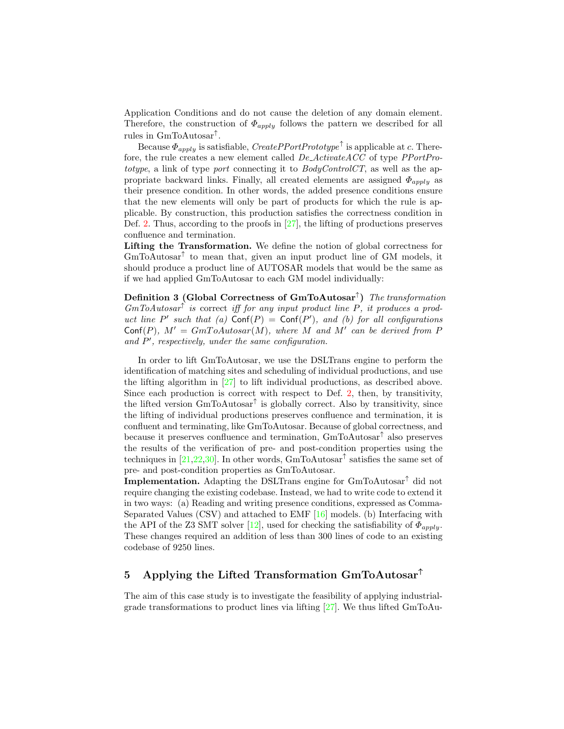Application Conditions and do not cause the deletion of any domain element. Therefore, the construction of $\Phi_{apply}$ follows the pattern we described for all rules in GmToAutosar$^{\uparrow}$.

Because $\Phi_{apply}$ is satisfiable, *CreatePPortPrototype*$^{\uparrow}$ is applicable at $c$. Therefore, the rule creates a new element called *De_ActivateACC* of type *PPortPrototype*, a link of type *port* connecting it to *BodyControlCT*, as well as the appropriate backward links. Finally, all created elements are assigned $\Phi_{apply}$ as their presence condition. In other words, the added presence conditions ensure that the new elements will only be part of products for which the rule is applicable. By construction, this production satisfies the correctness condition in Def. 2. Thus, according to the proofs in [27], the lifting of productions preserves confluence and termination.

**Lifting the Transformation.** We define the notion of global correctness for GmToAutosar$^{\uparrow}$ to mean that, given an input product line of GM models, it should produce a product line of AUTOSAR models that would be the same as if we had applied GmToAutosar to each GM model individually:

**Definition 3 (Global Correctness of GmToAutosar$^{\uparrow}$)** *The transformation GmToAutosar$^{\uparrow}$ is* correct *iff for any input product line $P$, it produces a product line $P'$ such that (a) $\mathsf{Conf}(P) = \mathsf{Conf}(P')$, and (b) for all configurations $\mathsf{Conf}(P)$, $M' = GmToAutosar(M)$, where $M$ and $M'$ can be derived from $P$ and $P'$, respectively, under the same configuration.*

In order to lift GmToAutosar, we use the DSLTrans engine to perform the identification of matching sites and scheduling of individual productions, and use the lifting algorithm in [27] to lift individual productions, as described above. Since each production is correct with respect to Def. 2, then, by transitivity, the lifted version GmToAutosar$^{\uparrow}$ is globally correct. Also by transitivity, since the lifting of individual productions preserves confluence and termination, it is confluent and terminating, like GmToAutosar. Because of global correctness, and because it preserves confluence and termination, GmToAutosar$^{\uparrow}$ also preserves the results of the verification of pre- and post-condition properties using the techniques in [21,22,30]. In other words, GmToAutosar$^{\uparrow}$ satisfies the same set of pre- and post-condition properties as GmToAutosar.

**Implementation.** Adapting the DSLTrans engine for GmToAutosar$^{\uparrow}$ did not require changing the existing codebase. Instead, we had to write code to extend it in two ways: (a) Reading and writing presence conditions, expressed as Comma-Separated Values (CSV) and attached to EMF [16] models. (b) Interfacing with the API of the Z3 SMT solver [12], used for checking the satisfiability of $\Phi_{apply}$. These changes required an addition of less than 300 lines of code to an existing codebase of 9250 lines.

## 5 Applying the Lifted Transformation GmToAutosar$^{\uparrow}$

The aim of this case study is to investigate the feasibility of applying industrial-grade transformations to product lines via lifting [27]. We thus lifted GmToAu-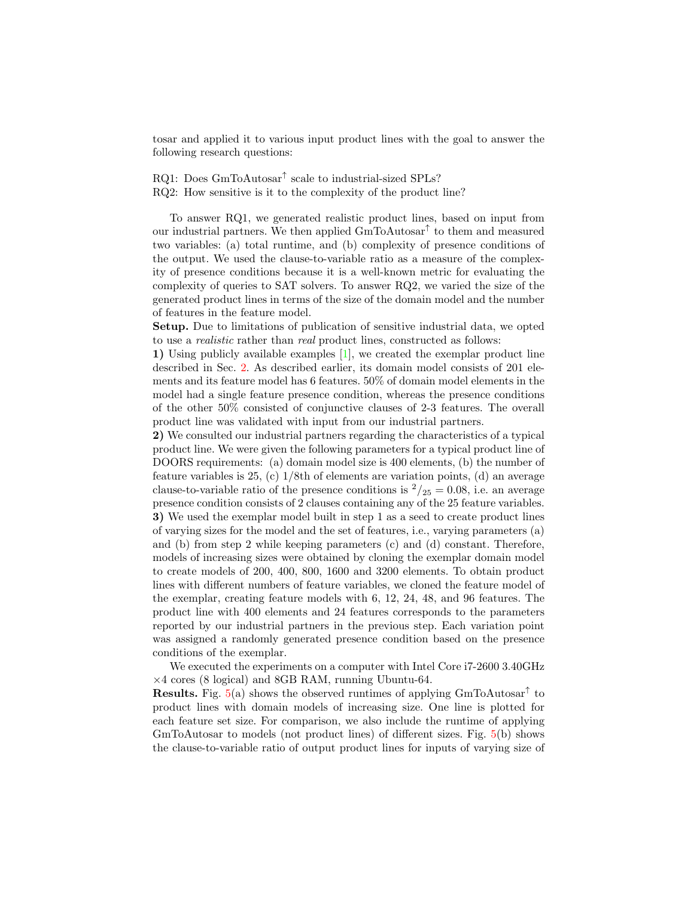tosar and applied it to various input product lines with the goal to answer the following research questions:

RQ1: Does GmToAutosar$^{\uparrow}$ scale to industrial-sized SPLs?
RQ2: How sensitive is it to the complexity of the product line?

To answer RQ1, we generated realistic product lines, based on input from our industrial partners. We then applied GmToAutosar$^{\uparrow}$ to them and measured two variables: (a) total runtime, and (b) complexity of presence conditions of the output. We used the clause-to-variable ratio as a measure of the complexity of presence conditions because it is a well-known metric for evaluating the complexity of queries to SAT solvers. To answer RQ2, we varied the size of the generated product lines in terms of the size of the domain model and the number of features in the feature model.

**Setup.** Due to limitations of publication of sensitive industrial data, we opted to use a *realistic* rather than *real* product lines, constructed as follows:

**1)** Using publicly available examples [1], we created the exemplar product line described in Sec. 2. As described earlier, its domain model consists of 201 elements and its feature model has 6 features. 50% of domain model elements in the model had a single feature presence condition, whereas the presence conditions of the other 50% consisted of conjunctive clauses of 2-3 features. The overall product line was validated with input from our industrial partners.

**2)** We consulted our industrial partners regarding the characteristics of a typical product line. We were given the following parameters for a typical product line of DOORS requirements: (a) domain model size is 400 elements, (b) the number of feature variables is 25, (c) 1/8th of elements are variation points, (d) an average clause-to-variable ratio of the presence conditions is $^{2}/_{25} = 0.08$, i.e. an average presence condition consists of 2 clauses containing any of the 25 feature variables.

**3)** We used the exemplar model built in step 1 as a seed to create product lines of varying sizes for the model and the set of features, i.e., varying parameters (a) and (b) from step 2 while keeping parameters (c) and (d) constant. Therefore, models of increasing sizes were obtained by cloning the exemplar domain model to create models of 200, 400, 800, 1600 and 3200 elements. To obtain product lines with different numbers of feature variables, we cloned the feature model of the exemplar, creating feature models with 6, 12, 24, 48, and 96 features. The product line with 400 elements and 24 features corresponds to the parameters reported by our industrial partners in the previous step. Each variation point was assigned a randomly generated presence condition based on the presence conditions of the exemplar.

We executed the experiments on a computer with Intel Core i7-2600 3.40GHz $\times$4 cores (8 logical) and 8GB RAM, running Ubuntu-64.

**Results.** Fig. 5(a) shows the observed runtimes of applying GmToAutosar$^{\uparrow}$ to product lines with domain models of increasing size. One line is plotted for each feature set size. For comparison, we also include the runtime of applying GmToAutosar to models (not product lines) of different sizes. Fig. 5(b) shows the clause-to-variable ratio of output product lines for inputs of varying size of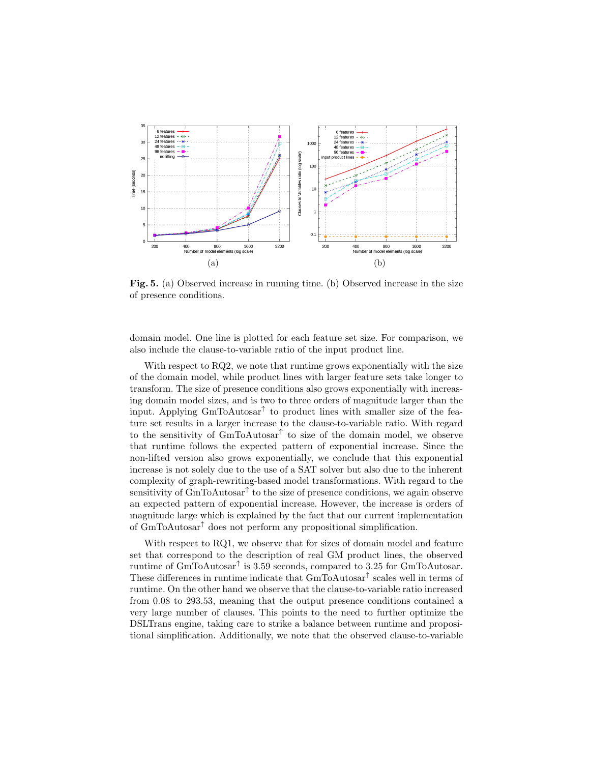(a)

(b)

**Fig. 5.** (a) Observed increase in running time. (b) Observed increase in the size of presence conditions.

domain model. One line is plotted for each feature set size. For comparison, we also include the clause-to-variable ratio of the input product line.

With respect to RQ2, we note that runtime grows exponentially with the size of the domain model, while product lines with larger feature sets take longer to transform. The size of presence conditions also grows exponentially with increasing domain model sizes, and is two to three orders of magnitude larger than the input. Applying GmToAutosar$^{\uparrow}$ to product lines with smaller size of the feature set results in a larger increase to the clause-to-variable ratio. With regard to the sensitivity of GmToAutosar$^{\uparrow}$ to size of the domain model, we observe that runtime follows the expected pattern of exponential increase. Since the non-lifted version also grows exponentially, we conclude that this exponential increase is not solely due to the use of a SAT solver but also due to the inherent complexity of graph-rewriting-based model transformations. With regard to the sensitivity of GmToAutosar$^{\uparrow}$ to the size of presence conditions, we again observe an expected pattern of exponential increase. However, the increase is orders of magnitude large which is explained by the fact that our current implementation of GmToAutosar$^{\uparrow}$ does not perform any propositional simplification.

With respect to RQ1, we observe that for sizes of domain model and feature set that correspond to the description of real GM product lines, the observed runtime of GmToAutosar$^{\uparrow}$ is 3.59 seconds, compared to 3.25 for GmToAutosar. These differences in runtime indicate that GmToAutosar$^{\uparrow}$ scales well in terms of runtime. On the other hand we observe that the clause-to-variable ratio increased from 0.08 to 293.53, meaning that the output presence conditions contained a very large number of clauses. This points to the need to further optimize the DSLTrans engine, taking care to strike a balance between runtime and propositional simplification. Additionally, we note that the observed clause-to-variable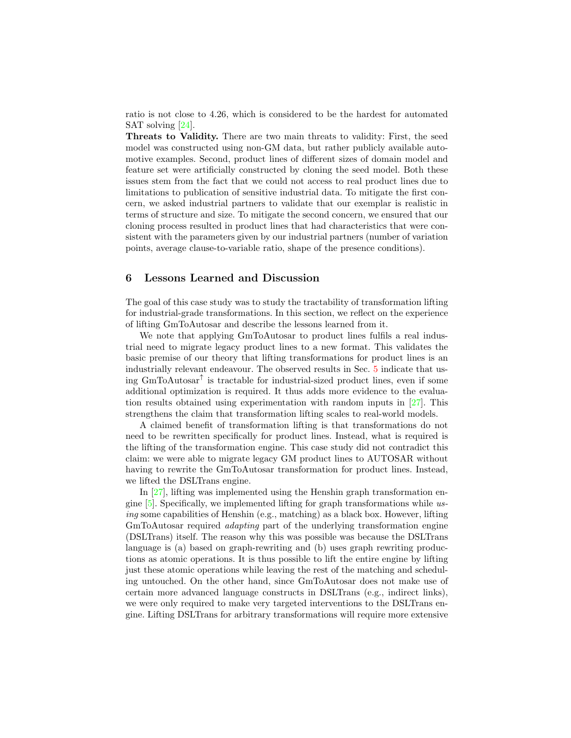ratio is not close to 4.26, which is considered to be the hardest for automated SAT solving [24].

**Threats to Validity.** There are two main threats to validity: First, the seed model was constructed using non-GM data, but rather publicly available automotive examples. Second, product lines of different sizes of domain model and feature set were artificially constructed by cloning the seed model. Both these issues stem from the fact that we could not access to real product lines due to limitations to publication of sensitive industrial data. To mitigate the first concern, we asked industrial partners to validate that our exemplar is realistic in terms of structure and size. To mitigate the second concern, we ensured that our cloning process resulted in product lines that had characteristics that were consistent with the parameters given by our industrial partners (number of variation points, average clause-to-variable ratio, shape of the presence conditions).

## 6 Lessons Learned and Discussion

The goal of this case study was to study the tractability of transformation lifting for industrial-grade transformations. In this section, we reflect on the experience of lifting GmToAutosar and describe the lessons learned from it.

We note that applying GmToAutosar to product lines fulfils a real industrial need to migrate legacy product lines to a new format. This validates the basic premise of our theory that lifting transformations for product lines is an industrially relevant endeavour. The observed results in Sec. 5 indicate that using GmToAutosar$^{\uparrow}$ is tractable for industrial-sized product lines, even if some additional optimization is required. It thus adds more evidence to the evaluation results obtained using experimentation with random inputs in [27]. This strengthens the claim that transformation lifting scales to real-world models.

A claimed benefit of transformation lifting is that transformations do not need to be rewritten specifically for product lines. Instead, what is required is the lifting of the transformation engine. This case study did not contradict this claim: we were able to migrate legacy GM product lines to AUTOSAR without having to rewrite the GmToAutosar transformation for product lines. Instead, we lifted the DSLTrans engine.

In [27], lifting was implemented using the Henshin graph transformation engine [5]. Specifically, we implemented lifting for graph transformations while *using* some capabilities of Henshin (e.g., matching) as a black box. However, lifting GmToAutosar required *adapting* part of the underlying transformation engine (DSLTrans) itself. The reason why this was possible was because the DSLTrans language is (a) based on graph-rewriting and (b) uses graph rewriting productions as atomic operations. It is thus possible to lift the entire engine by lifting just these atomic operations while leaving the rest of the matching and scheduling untouched. On the other hand, since GmToAutosar does not make use of certain more advanced language constructs in DSLTrans (e.g., indirect links), we were only required to make very targeted interventions to the DSLTrans engine. Lifting DSLTrans for arbitrary transformations will require more extensive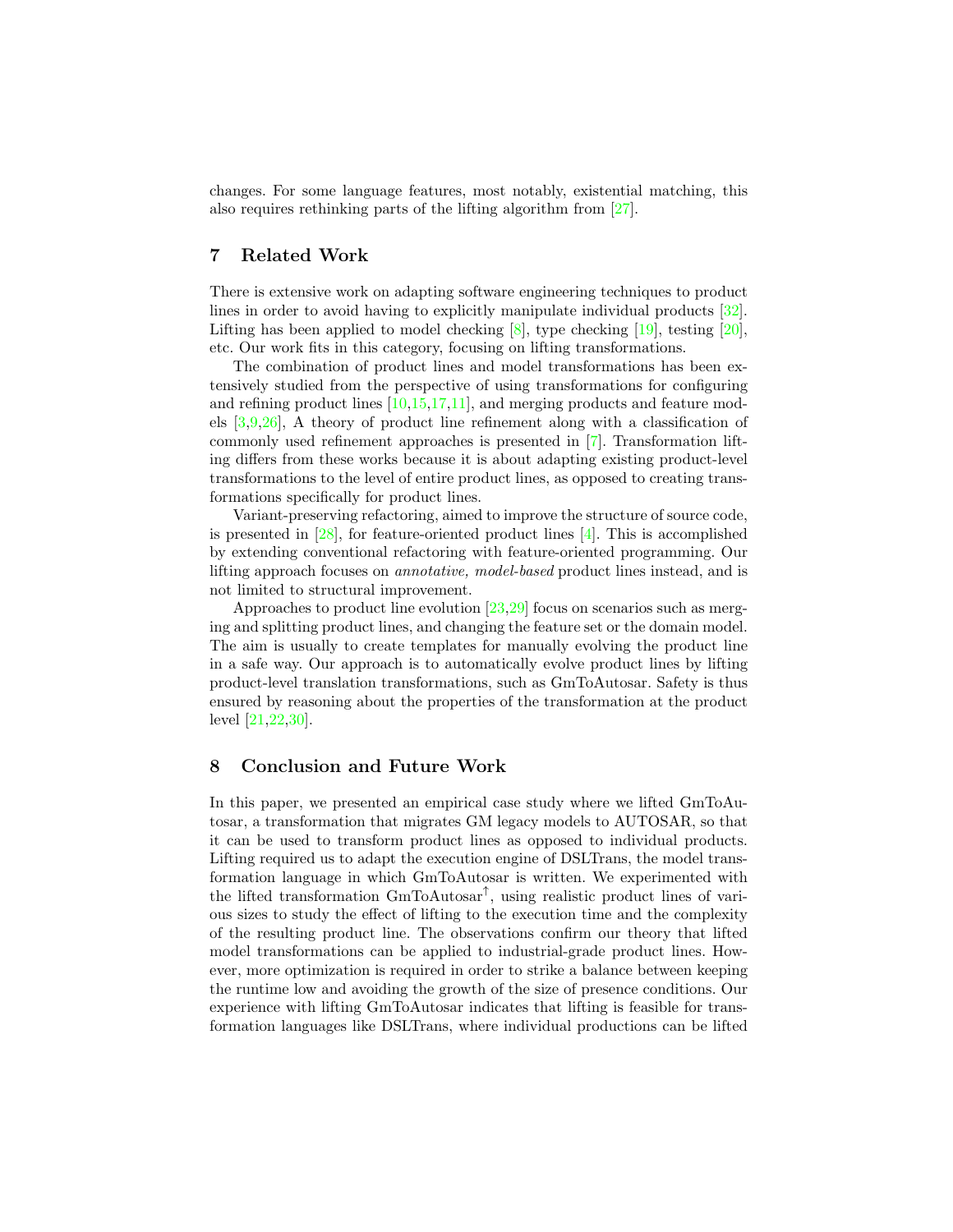changes. For some language features, most notably, existential matching, this also requires rethinking parts of the lifting algorithm from [27].

## 7 Related Work

There is extensive work on adapting software engineering techniques to product lines in order to avoid having to explicitly manipulate individual products [32]. Lifting has been applied to model checking [8], type checking [19], testing [20], etc. Our work fits in this category, focusing on lifting transformations.

The combination of product lines and model transformations has been extensively studied from the perspective of using transformations for configuring and refining product lines [10,15,17,11], and merging products and feature models [3,9,26], A theory of product line refinement along with a classification of commonly used refinement approaches is presented in [7]. Transformation lifting differs from these works because it is about adapting existing product-level transformations to the level of entire product lines, as opposed to creating transformations specifically for product lines.

Variant-preserving refactoring, aimed to improve the structure of source code, is presented in [28], for feature-oriented product lines [4]. This is accomplished by extending conventional refactoring with feature-oriented programming. Our lifting approach focuses on *annotative, model-based* product lines instead, and is not limited to structural improvement.

Approaches to product line evolution [23,29] focus on scenarios such as merging and splitting product lines, and changing the feature set or the domain model. The aim is usually to create templates for manually evolving the product line in a safe way. Our approach is to automatically evolve product lines by lifting product-level translation transformations, such as GmToAutosar. Safety is thus ensured by reasoning about the properties of the transformation at the product level [21,22,30].

## 8 Conclusion and Future Work

In this paper, we presented an empirical case study where we lifted GmToAutosar, a transformation that migrates GM legacy models to AUTOSAR, so that it can be used to transform product lines as opposed to individual products. Lifting required us to adapt the execution engine of DSLTrans, the model transformation language in which GmToAutosar is written. We experimented with the lifted transformation GmToAutosar$^{\uparrow}$, using realistic product lines of various sizes to study the effect of lifting to the execution time and the complexity of the resulting product line. The observations confirm our theory that lifted model transformations can be applied to industrial-grade product lines. However, more optimization is required in order to strike a balance between keeping the runtime low and avoiding the growth of the size of presence conditions. Our experience with lifting GmToAutosar indicates that lifting is feasible for transformation languages like DSLTrans, where individual productions can be lifted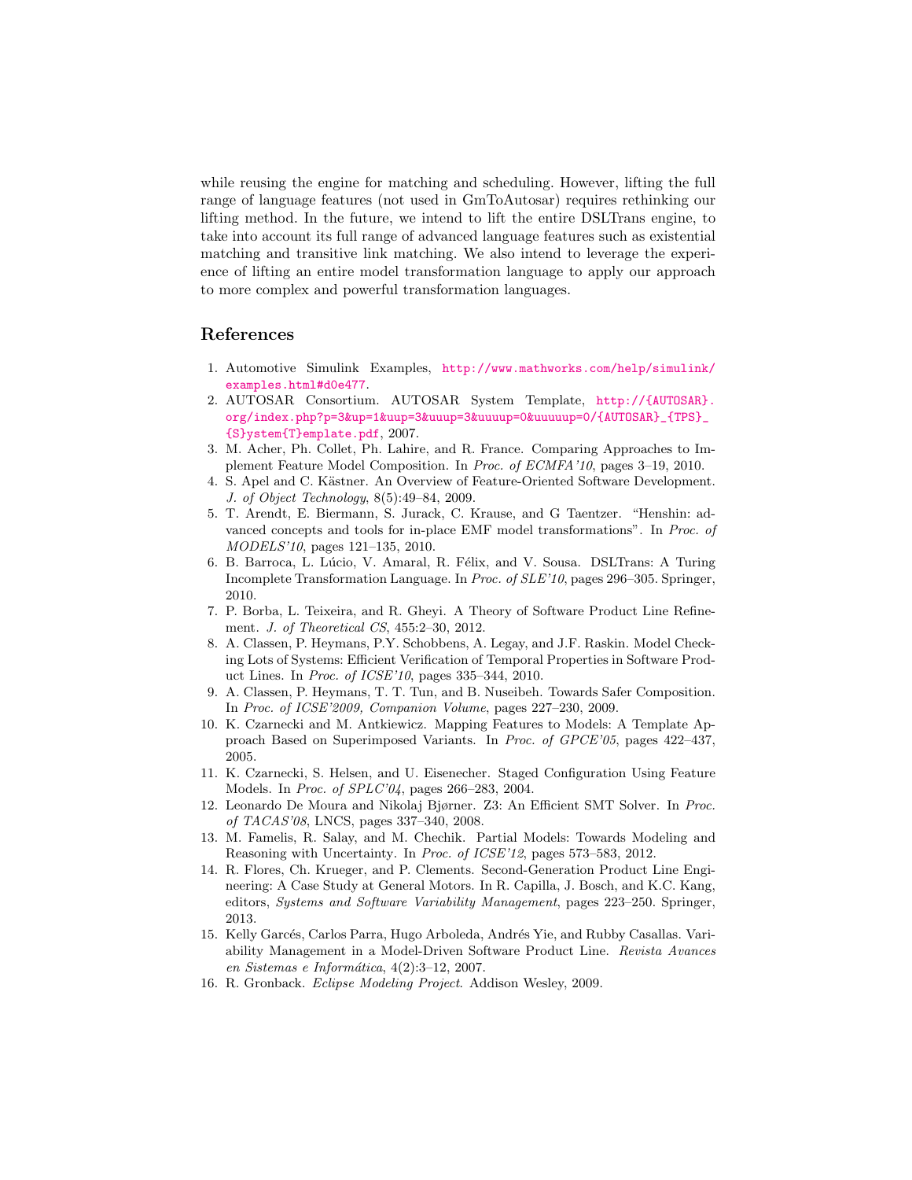while reusing the engine for matching and scheduling. However, lifting the full range of language features (not used in GmToAutosar) requires rethinking our lifting method. In the future, we intend to lift the entire DSLTrans engine, to take into account its full range of advanced language features such as existential matching and transitive link matching. We also intend to leverage the experience of lifting an entire model transformation language to apply our approach to more complex and powerful transformation languages.

## References

1. Automotive Simulink Examples, http://www.mathworks.com/help/simulink/examples.html#d0e477.
2. AUTOSAR Consortium. AUTOSAR System Template, http://{AUTOSAR}.org/index.php?p=3&up=1&uup=3&uuup=3&uuuup=0&uuuuup=0/{AUTOSAR}_{TPS}_{S}ystem{T}emplate.pdf, 2007.
3. M. Acher, Ph. Collet, Ph. Lahire, and R. France. Comparing Approaches to Implement Feature Model Composition. In *Proc. of ECMFA'10*, pages 3–19, 2010.
4. S. Apel and C. Kästner. An Overview of Feature-Oriented Software Development. *J. of Object Technology*, 8(5):49–84, 2009.
5. T. Arendt, E. Biermann, S. Jurack, C. Krause, and G Taentzer. "Henshin: advanced concepts and tools for in-place EMF model transformations". In *Proc. of MODELS'10*, pages 121–135, 2010.
6. B. Barroca, L. Lúcio, V. Amaral, R. Félix, and V. Sousa. DSLTrans: A Turing Incomplete Transformation Language. In *Proc. of SLE'10*, pages 296–305. Springer, 2010.
7. P. Borba, L. Teixeira, and R. Gheyi. A Theory of Software Product Line Refinement. *J. of Theoretical CS*, 455:2–30, 2012.
8. A. Classen, P. Heymans, P.Y. Schobbens, A. Legay, and J.F. Raskin. Model Checking Lots of Systems: Efficient Verification of Temporal Properties in Software Product Lines. In *Proc. of ICSE'10*, pages 335–344, 2010.
9. A. Classen, P. Heymans, T. T. Tun, and B. Nuseibeh. Towards Safer Composition. In *Proc. of ICSE'2009, Companion Volume*, pages 227–230, 2009.
10. K. Czarnecki and M. Antkiewicz. Mapping Features to Models: A Template Approach Based on Superimposed Variants. In *Proc. of GPCE'05*, pages 422–437, 2005.
11. K. Czarnecki, S. Helsen, and U. Eisenecher. Staged Configuration Using Feature Models. In *Proc. of SPLC'04*, pages 266–283, 2004.
12. Leonardo De Moura and Nikolaj Bjørner. Z3: An Efficient SMT Solver. In *Proc. of TACAS'08*, LNCS, pages 337–340, 2008.
13. M. Famelis, R. Salay, and M. Chechik. Partial Models: Towards Modeling and Reasoning with Uncertainty. In *Proc. of ICSE'12*, pages 573–583, 2012.
14. R. Flores, Ch. Krueger, and P. Clements. Second-Generation Product Line Engineering: A Case Study at General Motors. In R. Capilla, J. Bosch, and K.C. Kang, editors, *Systems and Software Variability Management*, pages 223–250. Springer, 2013.
15. Kelly Garcés, Carlos Parra, Hugo Arboleda, Andrés Yie, and Rubby Casallas. Variability Management in a Model-Driven Software Product Line. *Revista Avances en Sistemas e Informática*, 4(2):3–12, 2007.
16. R. Gronback. *Eclipse Modeling Project*. Addison Wesley, 2009.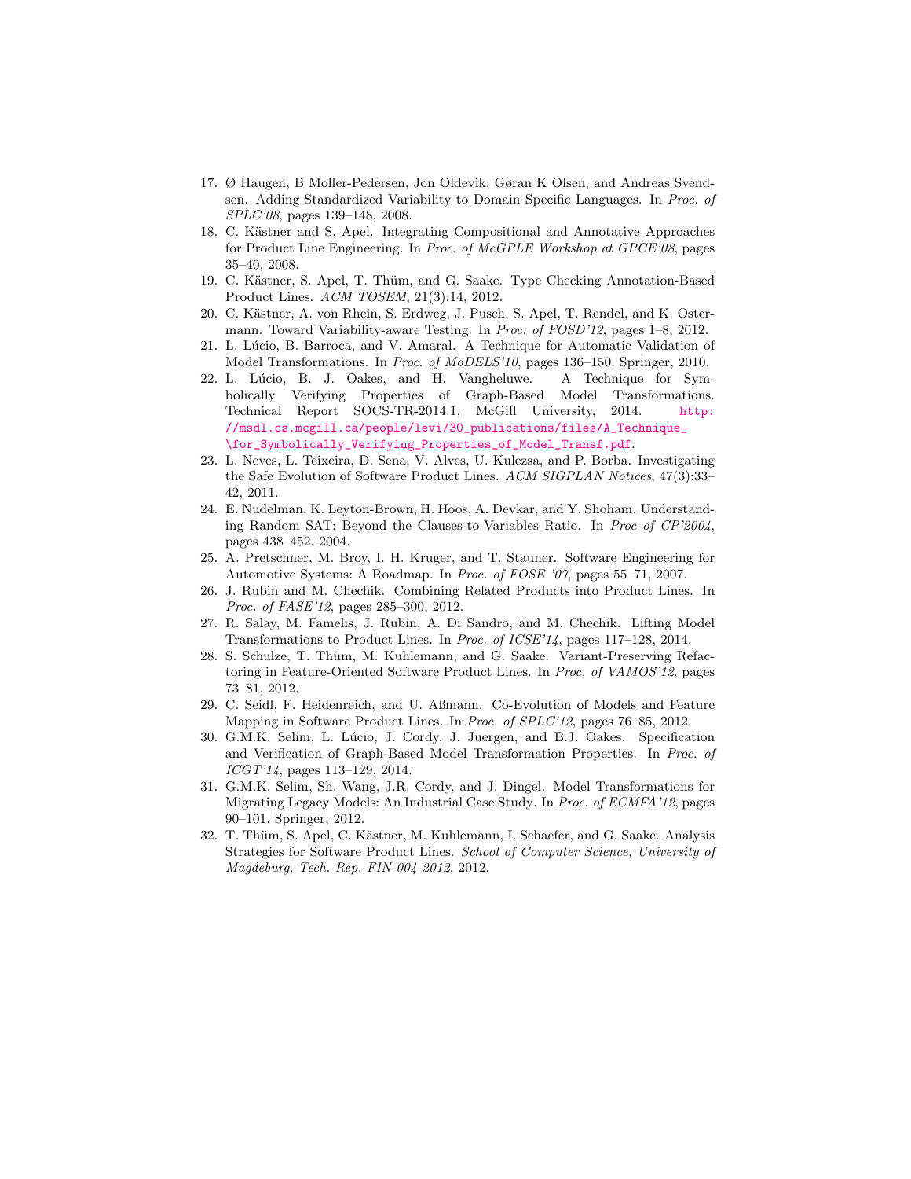17. Ø Haugen, B Moller-Pedersen, Jon Oldevik, Gøran K Olsen, and Andreas Svendsen. Adding Standardized Variability to Domain Specific Languages. In *Proc. of SPLC'08*, pages 139–148, 2008.
18. C. Kästner and S. Apel. Integrating Compositional and Annotative Approaches for Product Line Engineering. In *Proc. of McGPLE Workshop at GPCE'08*, pages 35–40, 2008.
19. C. Kästner, S. Apel, T. Thüm, and G. Saake. Type Checking Annotation-Based Product Lines. *ACM TOSEM*, 21(3):14, 2012.
20. C. Kästner, A. von Rhein, S. Erdweg, J. Pusch, S. Apel, T. Rendel, and K. Ostermann. Toward Variability-aware Testing. In *Proc. of FOSD'12*, pages 1–8, 2012.
21. L. Lúcio, B. Barroca, and V. Amaral. A Technique for Automatic Validation of Model Transformations. In *Proc. of MoDELS'10*, pages 136–150. Springer, 2010.
22. L. Lúcio, B. J. Oakes, and H. Vangheluwe. A Technique for Symbolically Verifying Properties of Graph-Based Model Transformations. Technical Report SOCS-TR-2014.1, McGill University, 2014. http://msdl.cs.mcgill.ca/people/levi/30_publications/files/A_Technique_\for_Symbolically_Verifying_Properties_of_Model_Transf.pdf.
23. L. Neves, L. Teixeira, D. Sena, V. Alves, U. Kulezsa, and P. Borba. Investigating the Safe Evolution of Software Product Lines. *ACM SIGPLAN Notices*, 47(3):33–42, 2011.
24. E. Nudelman, K. Leyton-Brown, H. Hoos, A. Devkar, and Y. Shoham. Understanding Random SAT: Beyond the Clauses-to-Variables Ratio. In *Proc of CP'2004*, pages 438–452. 2004.
25. A. Pretschner, M. Broy, I. H. Kruger, and T. Stauner. Software Engineering for Automotive Systems: A Roadmap. In *Proc. of FOSE '07*, pages 55–71, 2007.
26. J. Rubin and M. Chechik. Combining Related Products into Product Lines. In *Proc. of FASE'12*, pages 285–300, 2012.
27. R. Salay, M. Famelis, J. Rubin, A. Di Sandro, and M. Chechik. Lifting Model Transformations to Product Lines. In *Proc. of ICSE'14*, pages 117–128, 2014.
28. S. Schulze, T. Thüm, M. Kuhlemann, and G. Saake. Variant-Preserving Refactoring in Feature-Oriented Software Product Lines. In *Proc. of VAMOS'12*, pages 73–81, 2012.
29. C. Seidl, F. Heidenreich, and U. Aßmann. Co-Evolution of Models and Feature Mapping in Software Product Lines. In *Proc. of SPLC'12*, pages 76–85, 2012.
30. G.M.K. Selim, L. Lúcio, J. Cordy, J. Juergen, and B.J. Oakes. Specification and Verification of Graph-Based Model Transformation Properties. In *Proc. of ICGT'14*, pages 113–129, 2014.
31. G.M.K. Selim, Sh. Wang, J.R. Cordy, and J. Dingel. Model Transformations for Migrating Legacy Models: An Industrial Case Study. In *Proc. of ECMFA'12*, pages 90–101. Springer, 2012.
32. T. Thüm, S. Apel, C. Kästner, M. Kuhlemann, I. Schaefer, and G. Saake. Analysis Strategies for Software Product Lines. *School of Computer Science, University of Magdeburg, Tech. Rep. FIN-004-2012*, 2012.